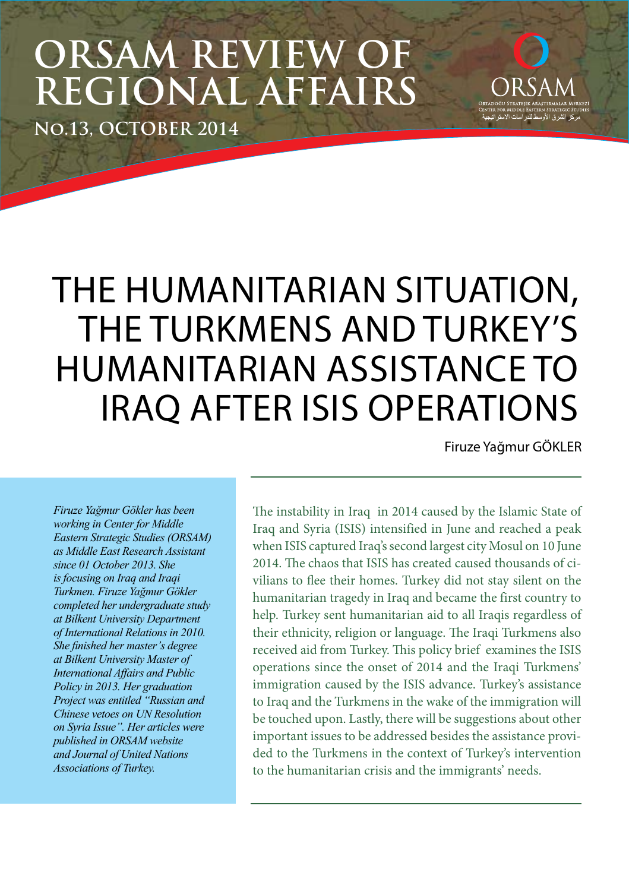# ORSAM REVIEW OF REGIONAL AFFAIRS

**No.13, October 2014**

ORSAM
Ortadoğu Stratejik Araştırmalar Merkezi
Center for Middle Eastern Strategic Studies
مركز الشرق الأوسط للدراسات الاستراتيجية

# THE HUMANITARIAN SITUATION, THE TURKMENS AND TURKEY'S HUMANITARIAN ASSISTANCE TO IRAQ AFTER ISIS OPERATIONS

Firuze Yağmur GÖKLER

*Firuze Yağmur Gökler has been working in Center for Middle Eastern Strategic Studies (ORSAM) as Middle East Research Assistant since 01 October 2013. She is focusing on Iraq and Iraqi Turkmen. Firuze Yağmur Gökler completed her undergraduate study at Bilkent University Department of International Relations in 2010. She finished her master's degree at Bilkent University Master of International Affairs and Public Policy in 2013. Her graduation Project was entitled "Russian and Chinese vetoes on UN Resolution on Syria Issue". Her articles were published in ORSAM website and Journal of United Nations Associations of Turkey.*

The instability in Iraq in 2014 caused by the Islamic State of Iraq and Syria (ISIS) intensified in June and reached a peak when ISIS captured Iraq's second largest city Mosul on 10 June 2014. The chaos that ISIS has created caused thousands of civilians to flee their homes. Turkey did not stay silent on the humanitarian tragedy in Iraq and became the first country to help. Turkey sent humanitarian aid to all Iraqis regardless of their ethnicity, religion or language. The Iraqi Turkmens also received aid from Turkey. This policy brief examines the ISIS operations since the onset of 2014 and the Iraqi Turkmens' immigration caused by the ISIS advance. Turkey's assistance to Iraq and the Turkmens in the wake of the immigration will be touched upon. Lastly, there will be suggestions about other important issues to be addressed besides the assistance provided to the Turkmens in the context of Turkey's intervention to the humanitarian crisis and the immigrants' needs.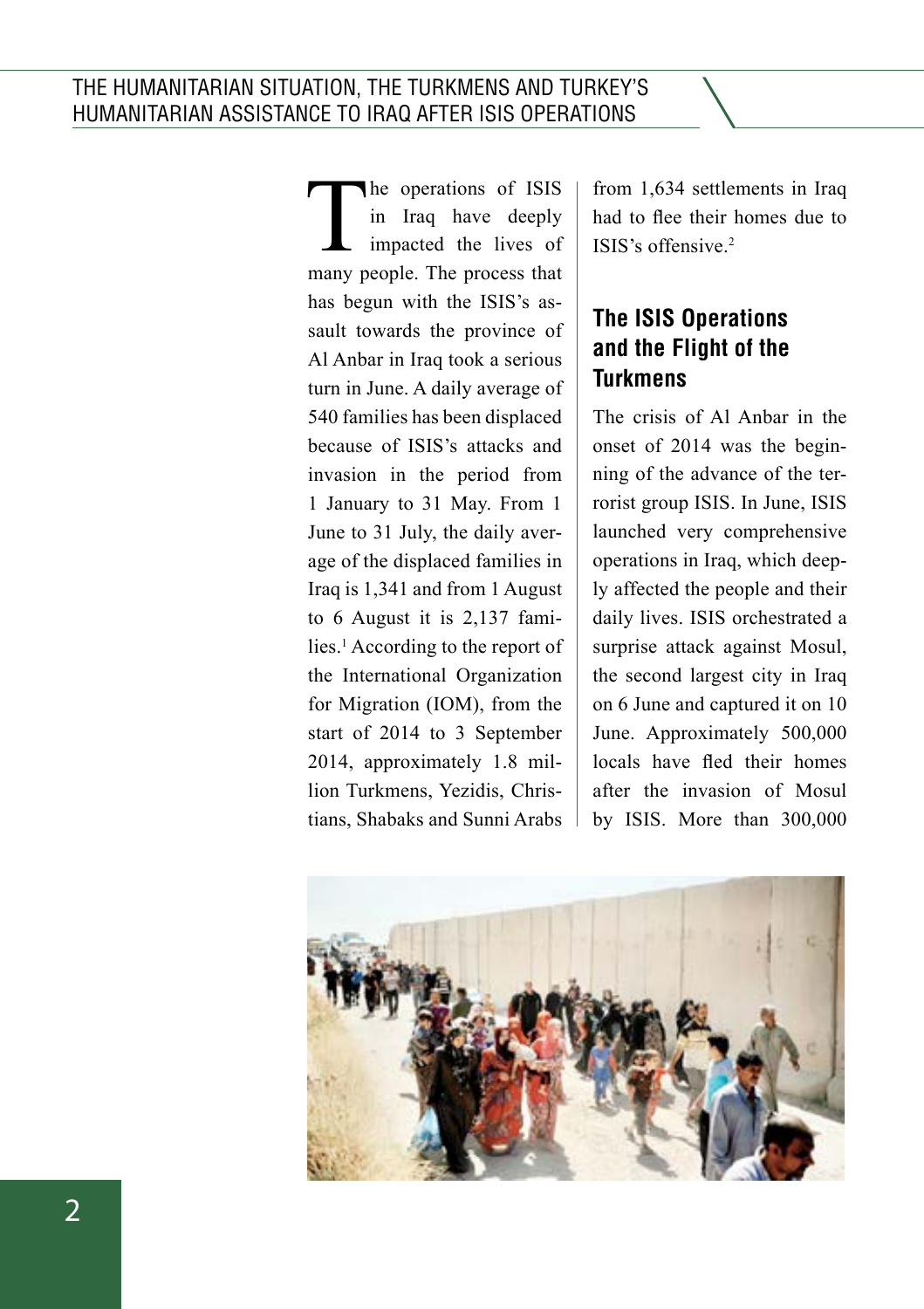The operations of ISIS in Iraq have deeply impacted the lives of many people. The process that has begun with the ISIS's assault towards the province of Al Anbar in Iraq took a serious turn in June. A daily average of 540 families has been displaced because of ISIS's attacks and invasion in the period from 1 January to 31 May. From 1 June to 31 July, the daily average of the displaced families in Iraq is 1,341 and from 1 August to 6 August it is 2,137 families.[1] According to the report of the International Organization for Migration (IOM), from the start of 2014 to 3 September 2014, approximately 1.8 million Turkmens, Yezidis, Christians, Shabaks and Sunni Arabs from 1,634 settlements in Iraq had to flee their homes due to ISIS's offensive.[2]

## The ISIS Operations and the Flight of the Turkmens

The crisis of Al Anbar in the onset of 2014 was the beginning of the advance of the terrorist group ISIS. In June, ISIS launched very comprehensive operations in Iraq, which deeply affected the people and their daily lives. ISIS orchestrated a surprise attack against Mosul, the second largest city in Iraq on 6 June and captured it on 10 June. Approximately 500,000 locals have fled their homes after the invasion of Mosul by ISIS. More than 300,000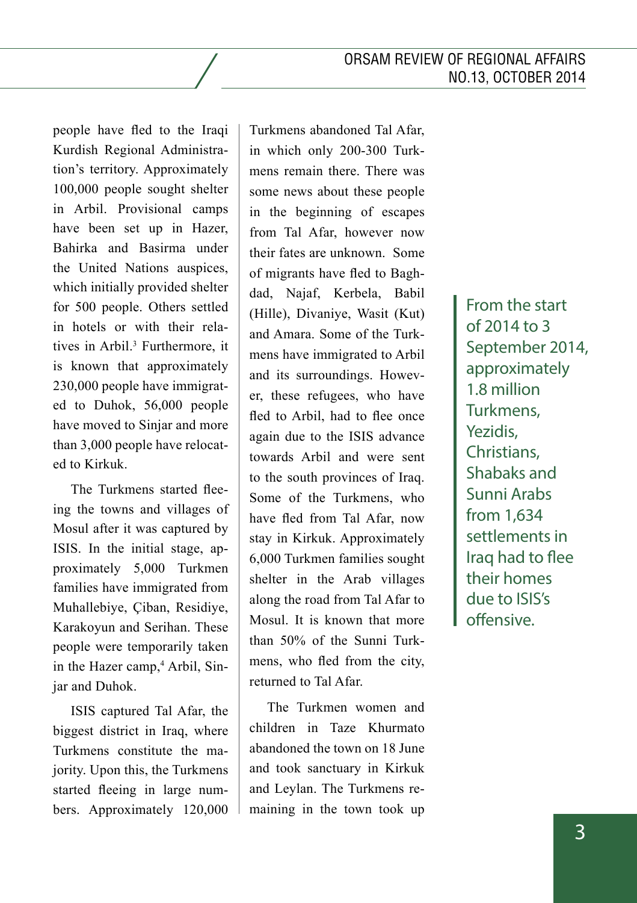people have fled to the Iraqi Kurdish Regional Administration's territory. Approximately 100,000 people sought shelter in Arbil. Provisional camps have been set up in Hazer, Bahirka and Basirma under the United Nations auspices, which initially provided shelter for 500 people. Others settled in hotels or with their relatives in Arbil.[3] Furthermore, it is known that approximately 230,000 people have immigrated to Duhok, 56,000 people have moved to Sinjar and more than 3,000 people have relocated to Kirkuk.

The Turkmens started fleeing the towns and villages of Mosul after it was captured by ISIS. In the initial stage, approximately 5,000 Turkmen families have immigrated from Muhallebiye, Çiban, Residiye, Karakoyun and Serihan. These people were temporarily taken in the Hazer camp,[4] Arbil, Sinjar and Duhok.

ISIS captured Tal Afar, the biggest district in Iraq, where Turkmens constitute the majority. Upon this, the Turkmens started fleeing in large numbers. Approximately 120,000 Turkmens abandoned Tal Afar, in which only 200-300 Turkmens remain there. There was some news about these people in the beginning of escapes from Tal Afar, however now their fates are unknown. Some of migrants have fled to Baghdad, Najaf, Kerbela, Babil (Hille), Divaniye, Wasit (Kut) and Amara. Some of the Turkmens have immigrated to Arbil and its surroundings. However, these refugees, who have fled to Arbil, had to flee once again due to the ISIS advance towards Arbil and were sent to the south provinces of Iraq. Some of the Turkmens, who have fled from Tal Afar, now stay in Kirkuk. Approximately 6,000 Turkmen families sought shelter in the Arab villages along the road from Tal Afar to Mosul. It is known that more than 50% of the Sunni Turkmens, who fled from the city, returned to Tal Afar.

The Turkmen women and children in Taze Khurmato abandoned the town on 18 June and took sanctuary in Kirkuk and Leylan. The Turkmens remaining in the town took up

> From the start of 2014 to 3 September 2014, approximately 1.8 million Turkmens, Yezidis, Christians, Shabaks and Sunni Arabs from 1,634 settlements in Iraq had to flee their homes due to ISIS's offensive.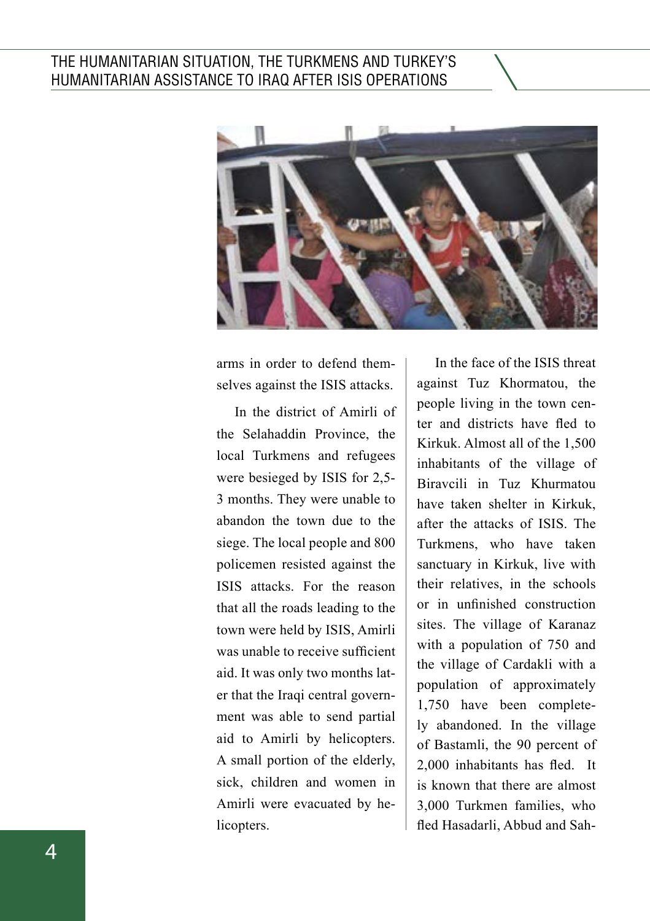arms in order to defend themselves against the ISIS attacks.

In the district of Amirli of the Selahaddin Province, the local Turkmens and refugees were besieged by ISIS for 2,5-3 months. They were unable to abandon the town due to the siege. The local people and 800 policemen resisted against the ISIS attacks. For the reason that all the roads leading to the town were held by ISIS, Amirli was unable to receive sufficient aid. It was only two months later that the Iraqi central government was able to send partial aid to Amirli by helicopters. A small portion of the elderly, sick, children and women in Amirli were evacuated by helicopters.

In the face of the ISIS threat against Tuz Khormatou, the people living in the town center and districts have fled to Kirkuk. Almost all of the 1,500 inhabitants of the village of Biravcili in Tuz Khurmatou have taken shelter in Kirkuk, after the attacks of ISIS. The Turkmens, who have taken sanctuary in Kirkuk, live with their relatives, in the schools or in unfinished construction sites. The village of Karanaz with a population of 750 and the village of Cardakli with a population of approximately 1,750 have been completely abandoned. In the village of Bastamli, the 90 percent of 2,000 inhabitants has fled. It is known that there are almost 3,000 Turkmen families, who fled Hasadarli, Abbud and Sah-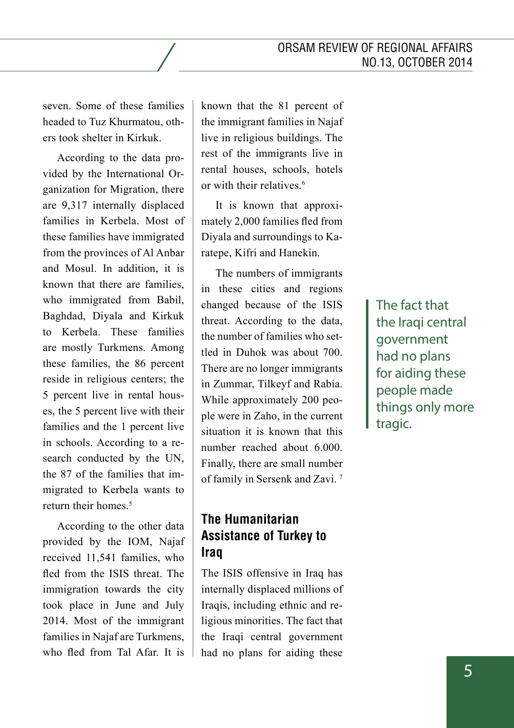seven. Some of these families headed to Tuz Khurmatou, others took shelter in Kirkuk.

According to the data provided by the International Organization for Migration, there are 9,317 internally displaced families in Kerbela. Most of these families have immigrated from the provinces of Al Anbar and Mosul. In addition, it is known that there are families, who immigrated from Babil, Baghdad, Diyala and Kirkuk to Kerbela. These families are mostly Turkmens. Among these families, the 86 percent reside in religious centers; the 5 percent live in rental houses, the 5 percent live with their families and the 1 percent live in schools. According to a research conducted by the UN, the 87 of the families that immigrated to Kerbela wants to return their homes.[5]

According to the other data provided by the IOM, Najaf received 11,541 families, who fled from the ISIS threat. The immigration towards the city took place in June and July 2014. Most of the immigrant families in Najaf are Turkmens, who fled from Tal Afar. It is known that the 81 percent of the immigrant families in Najaf live in religious buildings. The rest of the immigrants live in rental houses, schools, hotels or with their relatives.[6]

It is known that approximately 2,000 families fled from Diyala and surroundings to Karatepe, Kifri and Hanekin.

The numbers of immigrants in these cities and regions changed because of the ISIS threat. According to the data, the number of families who settled in Duhok was about 700. There are no longer immigrants in Zummar, Tilkeyf and Rabia. While approximately 200 people were in Zaho, in the current situation it is known that this number reached about 6.000. Finally, there are small number of family in Sersenk and Zavi. [7]

## The Humanitarian Assistance of Turkey to Iraq

The ISIS offensive in Iraq has internally displaced millions of Iraqis, including ethnic and religious minorities. The fact that the Iraqi central government had no plans for aiding these

> The fact that the Iraqi central government had no plans for aiding these people made things only more tragic.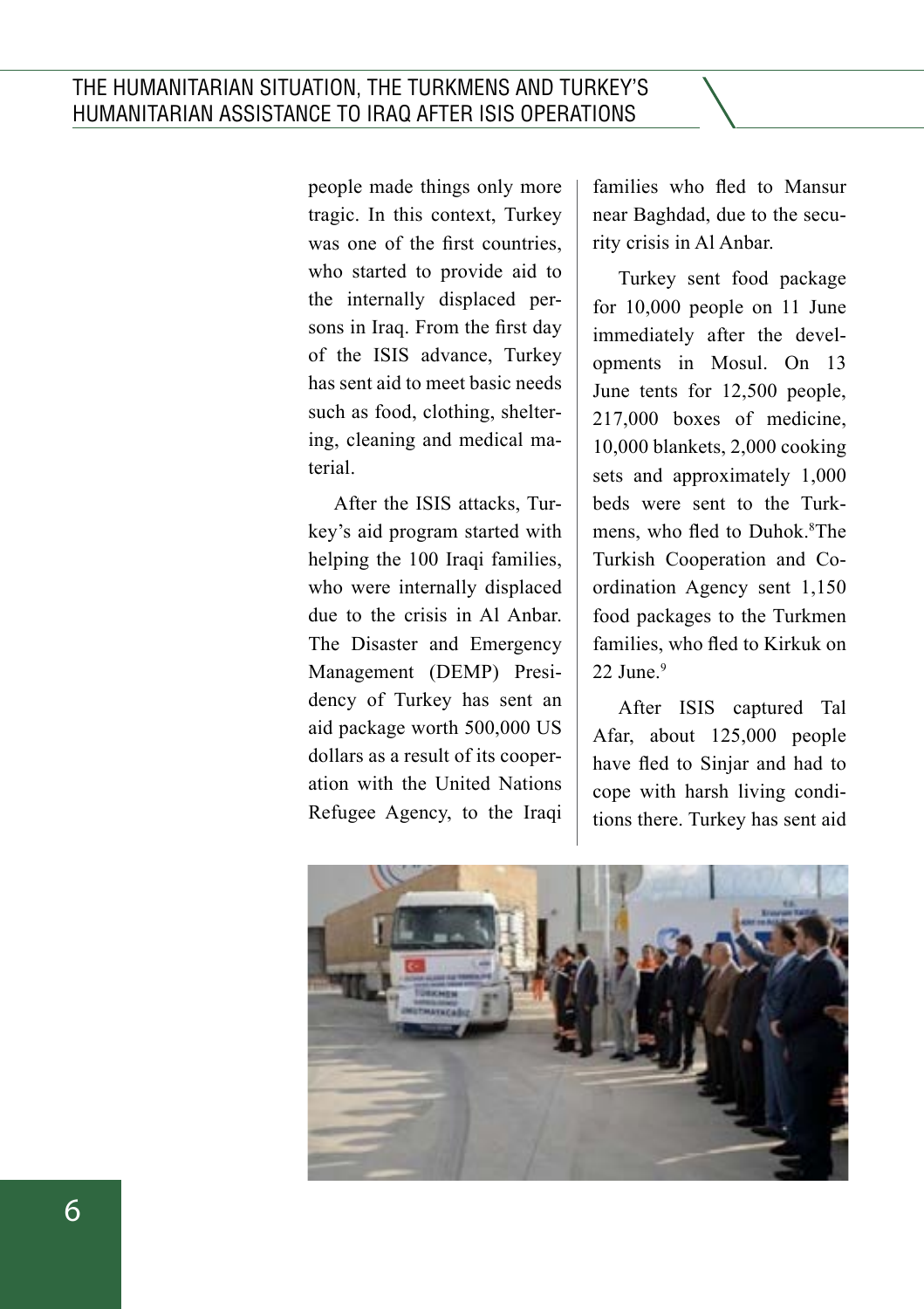people made things only more tragic. In this context, Turkey was one of the first countries, who started to provide aid to the internally displaced persons in Iraq. From the first day of the ISIS advance, Turkey has sent aid to meet basic needs such as food, clothing, sheltering, cleaning and medical material.

After the ISIS attacks, Turkey's aid program started with helping the 100 Iraqi families, who were internally displaced due to the crisis in Al Anbar. The Disaster and Emergency Management (DEMP) Presidency of Turkey has sent an aid package worth 500,000 US dollars as a result of its cooperation with the United Nations Refugee Agency, to the Iraqi families who fled to Mansur near Baghdad, due to the security crisis in Al Anbar.

Turkey sent food package for 10,000 people on 11 June immediately after the developments in Mosul. On 13 June tents for 12,500 people, 217,000 boxes of medicine, 10,000 blankets, 2,000 cooking sets and approximately 1,000 beds were sent to the Turkmens, who fled to Duhok.[8] The Turkish Cooperation and Coordination Agency sent 1,150 food packages to the Turkmen families, who fled to Kirkuk on 22 June.[9]

After ISIS captured Tal Afar, about 125,000 people have fled to Sinjar and had to cope with harsh living conditions there. Turkey has sent aid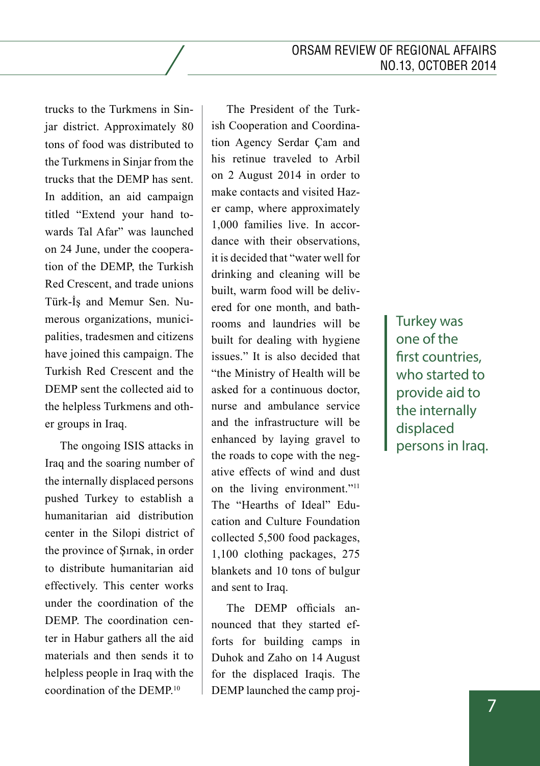trucks to the Turkmens in Sinjar district. Approximately 80 tons of food was distributed to the Turkmens in Sinjar from the trucks that the DEMP has sent. In addition, an aid campaign titled "Extend your hand towards Tal Afar" was launched on 24 June, under the cooperation of the DEMP, the Turkish Red Crescent, and trade unions Türk-İş and Memur Sen. Numerous organizations, municipalities, tradesmen and citizens have joined this campaign. The Turkish Red Crescent and the DEMP sent the collected aid to the helpless Turkmens and other groups in Iraq.

The ongoing ISIS attacks in Iraq and the soaring number of the internally displaced persons pushed Turkey to establish a humanitarian aid distribution center in the Silopi district of the province of Şırnak, in order to distribute humanitarian aid effectively. This center works under the coordination of the DEMP. The coordination center in Habur gathers all the aid materials and then sends it to helpless people in Iraq with the coordination of the DEMP.[10]

The President of the Turkish Cooperation and Coordination Agency Serdar Çam and his retinue traveled to Arbil on 2 August 2014 in order to make contacts and visited Hazer camp, where approximately 1,000 families live. In accordance with their observations, it is decided that "water well for drinking and cleaning will be built, warm food will be delivered for one month, and bathrooms and laundries will be built for dealing with hygiene issues." It is also decided that "the Ministry of Health will be asked for a continuous doctor, nurse and ambulance service and the infrastructure will be enhanced by laying gravel to the roads to cope with the negative effects of wind and dust on the living environment."[11] The "Hearths of Ideal" Education and Culture Foundation collected 5,500 food packages, 1,100 clothing packages, 275 blankets and 10 tons of bulgur and sent to Iraq.

> Turkey was one of the first countries, who started to provide aid to the internally displaced persons in Iraq.

The DEMP officials announced that they started efforts for building camps in Duhok and Zaho on 14 August for the displaced Iraqis. The DEMP launched the camp proj-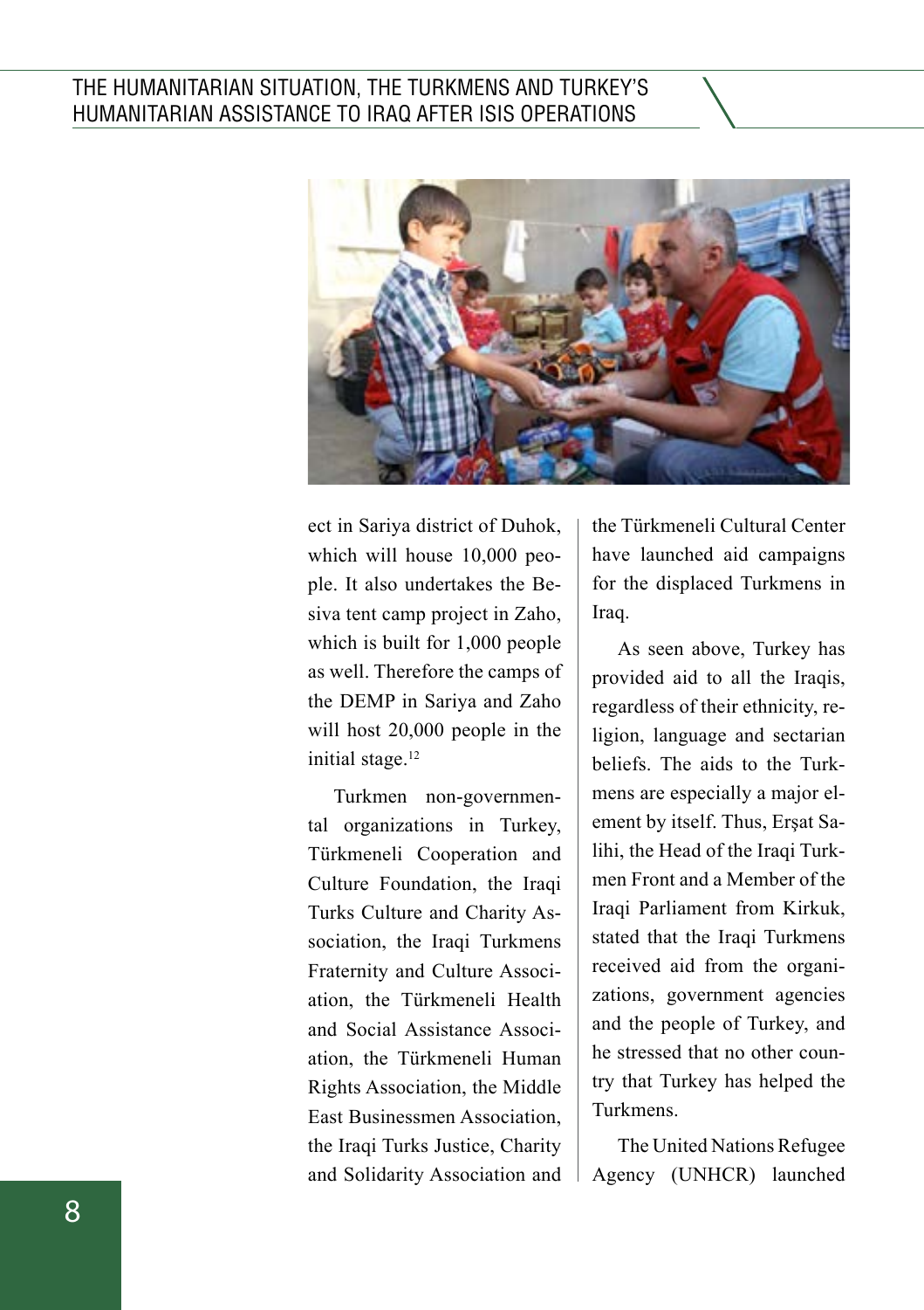ect in Sariya district of Duhok, which will house 10,000 people. It also undertakes the Besiva tent camp project in Zaho, which is built for 1,000 people as well. Therefore the camps of the DEMP in Sariya and Zaho will host 20,000 people in the initial stage.[12]

Turkmen non-governmental organizations in Turkey, Türkmeneli Cooperation and Culture Foundation, the Iraqi Turks Culture and Charity Association, the Iraqi Turkmens Fraternity and Culture Association, the Türkmeneli Health and Social Assistance Association, the Türkmeneli Human Rights Association, the Middle East Businessmen Association, the Iraqi Turks Justice, Charity and Solidarity Association and the Türkmeneli Cultural Center have launched aid campaigns for the displaced Turkmens in Iraq.

As seen above, Turkey has provided aid to all the Iraqis, regardless of their ethnicity, religion, language and sectarian beliefs. The aids to the Turkmens are especially a major element by itself. Thus, Erşat Salihi, the Head of the Iraqi Turkmen Front and a Member of the Iraqi Parliament from Kirkuk, stated that the Iraqi Turkmens received aid from the organizations, government agencies and the people of Turkey, and he stressed that no other country that Turkey has helped the Turkmens.

The United Nations Refugee Agency (UNHCR) launched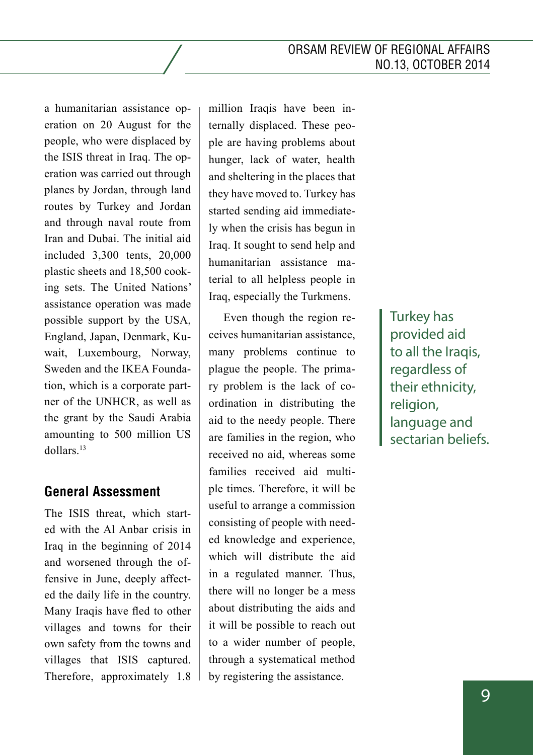a humanitarian assistance operation on 20 August for the people, who were displaced by the ISIS threat in Iraq. The operation was carried out through planes by Jordan, through land routes by Turkey and Jordan and through naval route from Iran and Dubai. The initial aid included 3,300 tents, 20,000 plastic sheets and 18,500 cooking sets. The United Nations' assistance operation was made possible support by the USA, England, Japan, Denmark, Kuwait, Luxembourg, Norway, Sweden and the IKEA Foundation, which is a corporate partner of the UNHCR, as well as the grant by the Saudi Arabia amounting to 500 million US dollars.[13]

## General Assessment

The ISIS threat, which started with the Al Anbar crisis in Iraq in the beginning of 2014 and worsened through the offensive in June, deeply affected the daily life in the country. Many Iraqis have fled to other villages and towns for their own safety from the towns and villages that ISIS captured. Therefore, approximately 1.8 million Iraqis have been internally displaced. These people are having problems about hunger, lack of water, health and sheltering in the places that they have moved to. Turkey has started sending aid immediately when the crisis has begun in Iraq. It sought to send help and humanitarian assistance material to all helpless people in Iraq, especially the Turkmens.

Even though the region receives humanitarian assistance, many problems continue to plague the people. The primary problem is the lack of coordination in distributing the aid to the needy people. There are families in the region, who received no aid, whereas some families received aid multiple times. Therefore, it will be useful to arrange a commission consisting of people with needed knowledge and experience, which will distribute the aid in a regulated manner. Thus, there will no longer be a mess about distributing the aids and it will be possible to reach out to a wider number of people, through a systematical method by registering the assistance.

> Turkey has provided aid to all the Iraqis, regardless of their ethnicity, religion, language and sectarian beliefs.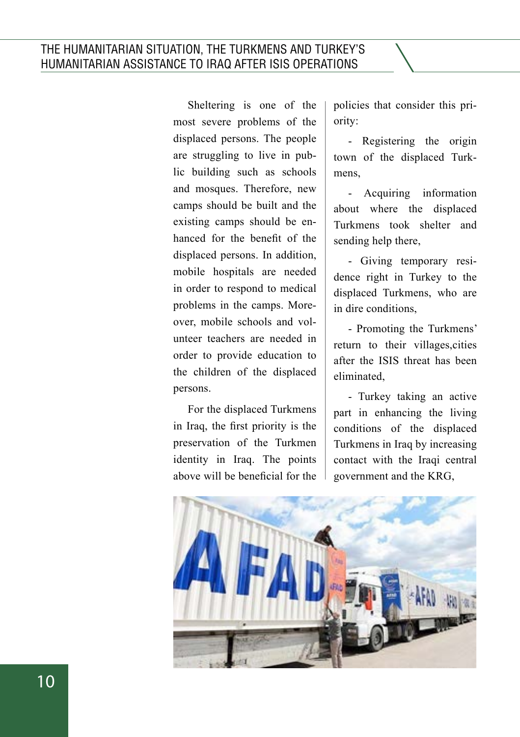Sheltering is one of the most severe problems of the displaced persons. The people are struggling to live in public building such as schools and mosques. Therefore, new camps should be built and the existing camps should be enhanced for the benefit of the displaced persons. In addition, mobile hospitals are needed in order to respond to medical problems in the camps. Moreover, mobile schools and volunteer teachers are needed in order to provide education to the children of the displaced persons.

For the displaced Turkmens in Iraq, the first priority is the preservation of the Turkmen identity in Iraq. The points above will be beneficial for the policies that consider this priority:

- Registering the origin town of the displaced Turkmens,
- Acquiring information about where the displaced Turkmens took shelter and sending help there,
- Giving temporary residence right in Turkey to the displaced Turkmens, who are in dire conditions,
- Promoting the Turkmens' return to their villages,cities after the ISIS threat has been eliminated,
- Turkey taking an active part in enhancing the living conditions of the displaced Turkmens in Iraq by increasing contact with the Iraqi central government and the KRG,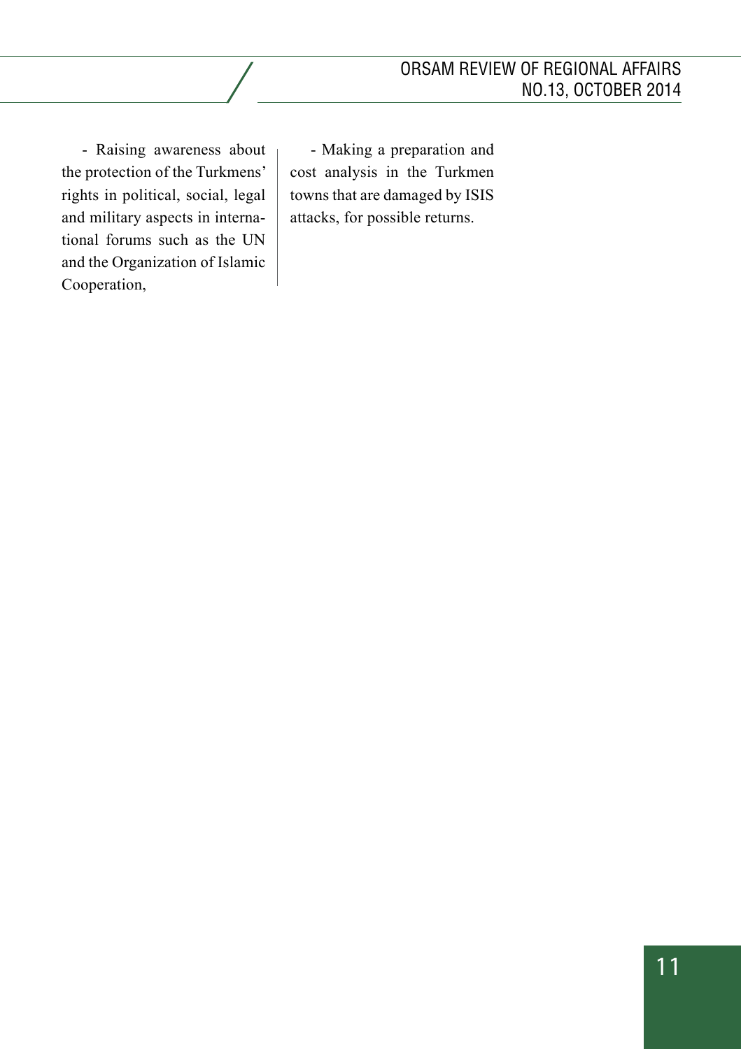- Raising awareness about the protection of the Turkmens' rights in political, social, legal and military aspects in international forums such as the UN and the Organization of Islamic Cooperation,

- Making a preparation and cost analysis in the Turkmen towns that are damaged by ISIS attacks, for possible returns.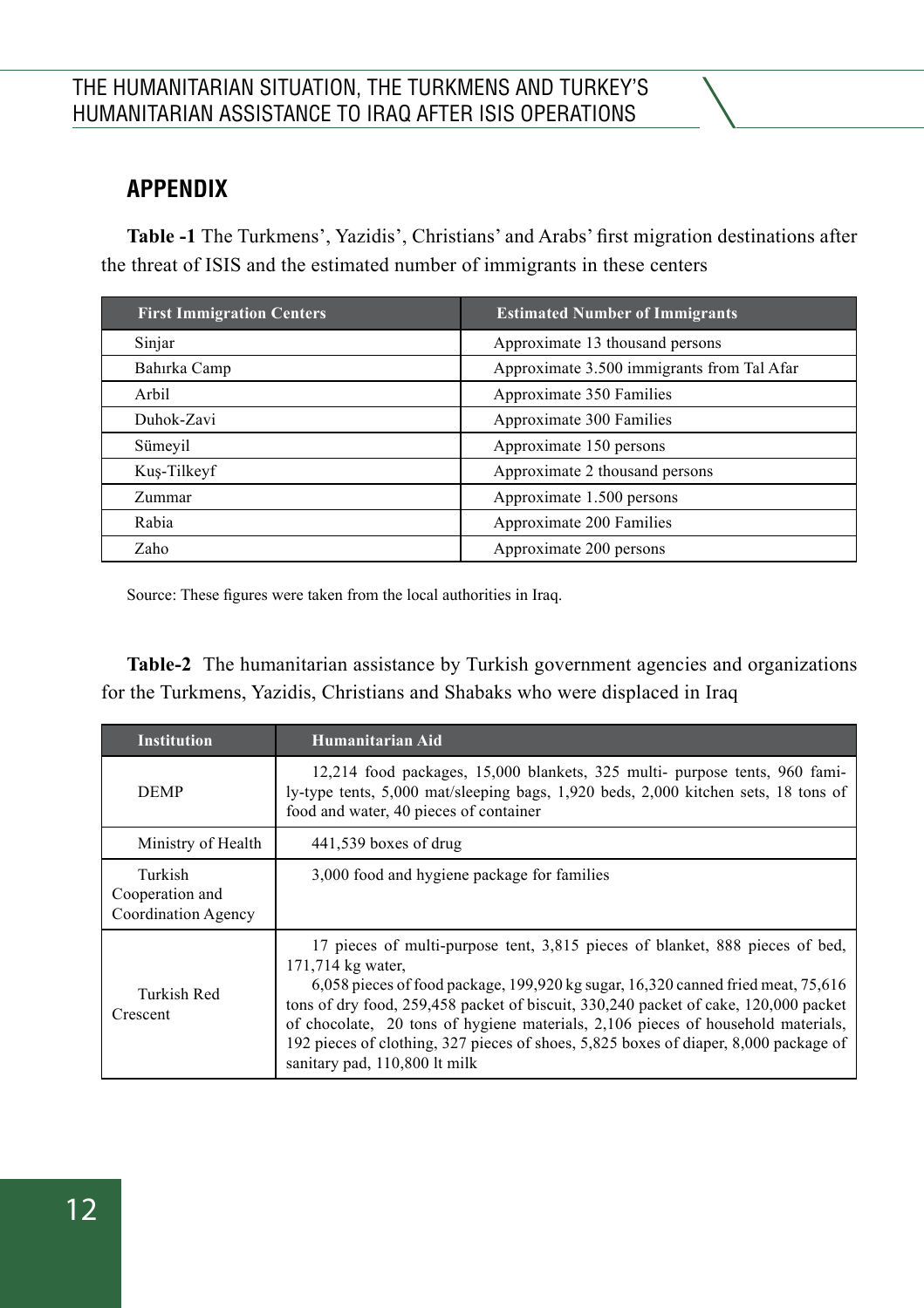## APPENDIX

**Table -1** The Turkmens', Yazidis', Christians' and Arabs' first migration destinations after the threat of ISIS and the estimated number of immigrants in these centers

| First Immigration Centers | Estimated Number of Immigrants |
|---|---|
| Sinjar | Approximate 13 thousand persons |
| Bahırka Camp | Approximate 3.500 immigrants from Tal Afar |
| Arbil | Approximate 350 Families |
| Duhok-Zavi | Approximate 300 Families |
| Sümeyil | Approximate 150 persons |
| Kuş-Tilkeyf | Approximate 2 thousand persons |
| Zummar | Approximate 1.500 persons |
| Rabia | Approximate 200 Families |
| Zaho | Approximate 200 persons |

Source: These figures were taken from the local authorities in Iraq.

**Table-2** The humanitarian assistance by Turkish government agencies and organizations for the Turkmens, Yazidis, Christians and Shabaks who were displaced in Iraq

| Institution | Humanitarian Aid |
|---|---|
| DEMP | 12,214 food packages, 15,000 blankets, 325 multi- purpose tents, 960 family-type tents, 5,000 mat/sleeping bags, 1,920 beds, 2,000 kitchen sets, 18 tons of food and water, 40 pieces of container |
| Ministry of Health | 441,539 boxes of drug |
| Turkish Cooperation and Coordination Agency | 3,000 food and hygiene package for families |
| Turkish Red Crescent | 17 pieces of multi-purpose tent, 3,815 pieces of blanket, 888 pieces of bed, 171,714 kg water, 6,058 pieces of food package, 199,920 kg sugar, 16,320 canned fried meat, 75,616 tons of dry food, 259,458 packet of biscuit, 330,240 packet of cake, 120,000 packet of chocolate, 20 tons of hygiene materials, 2,106 pieces of household materials, 192 pieces of clothing, 327 pieces of shoes, 5,825 boxes of diaper, 8,000 package of sanitary pad, 110,800 lt milk |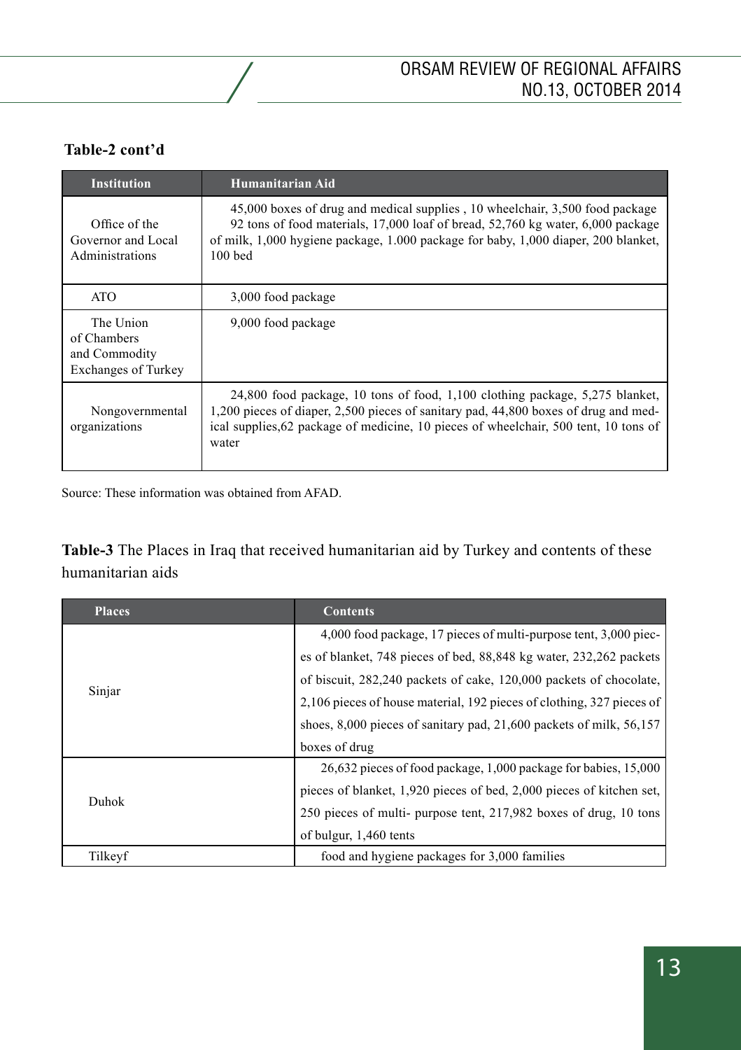**Table-2 cont'd**

| Institution | Humanitarian Aid |
|---|---|
| Office of the Governor and Local Administrations | 45,000 boxes of drug and medical supplies , 10 wheelchair, 3,500 food package 92 tons of food materials, 17,000 loaf of bread, 52,760 kg water, 6,000 package of milk, 1,000 hygiene package, 1.000 package for baby, 1,000 diaper, 200 blanket, 100 bed |
| ATO | 3,000 food package |
| The Union of Chambers and Commodity Exchanges of Turkey | 9,000 food package |
| Nongovernmental organizations | 24,800 food package, 10 tons of food, 1,100 clothing package, 5,275 blanket, 1,200 pieces of diaper, 2,500 pieces of sanitary pad, 44,800 boxes of drug and medical supplies,62 package of medicine, 10 pieces of wheelchair, 500 tent, 10 tons of water |

Source: These information was obtained from AFAD.

**Table-3** The Places in Iraq that received humanitarian aid by Turkey and contents of these humanitarian aids

| Places | Contents |
|---|---|
| Sinjar | 4,000 food package, 17 pieces of multi-purpose tent, 3,000 pieces of blanket, 748 pieces of bed, 88,848 kg water, 232,262 packets of biscuit, 282,240 packets of cake, 120,000 packets of chocolate, 2,106 pieces of house material, 192 pieces of clothing, 327 pieces of shoes, 8,000 pieces of sanitary pad, 21,600 packets of milk, 56,157 boxes of drug |
| Duhok | 26,632 pieces of food package, 1,000 package for babies, 15,000 pieces of blanket, 1,920 pieces of bed, 2,000 pieces of kitchen set, 250 pieces of multi- purpose tent, 217,982 boxes of drug, 10 tons of bulgur, 1,460 tents |
| Tilkeyf | food and hygiene packages for 3,000 families |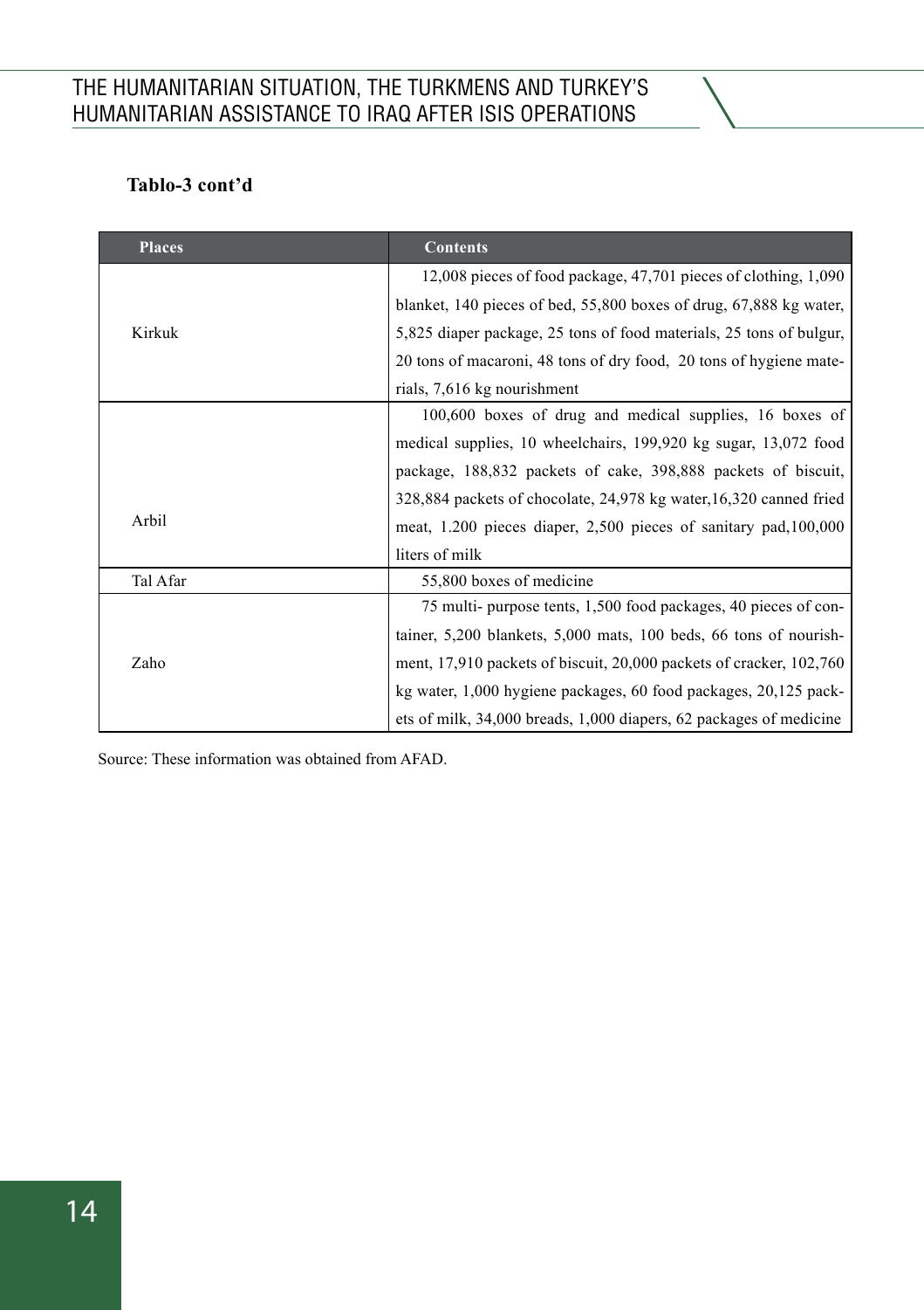**Tablo-3 cont'd**

| Places | Contents |
|---|---|
| Kirkuk | 12,008 pieces of food package, 47,701 pieces of clothing, 1,090 blanket, 140 pieces of bed, 55,800 boxes of drug, 67,888 kg water, 5,825 diaper package, 25 tons of food materials, 25 tons of bulgur, 20 tons of macaroni, 48 tons of dry food, 20 tons of hygiene materials, 7,616 kg nourishment |
| Arbil | 100,600 boxes of drug and medical supplies, 16 boxes of medical supplies, 10 wheelchairs, 199,920 kg sugar, 13,072 food package, 188,832 packets of cake, 398,888 packets of biscuit, 328,884 packets of chocolate, 24,978 kg water,16,320 canned fried meat, 1.200 pieces diaper, 2,500 pieces of sanitary pad,100,000 liters of milk |
| Tal Afar | 55,800 boxes of medicine |
| Zaho | 75 multi- purpose tents, 1,500 food packages, 40 pieces of container, 5,200 blankets, 5,000 mats, 100 beds, 66 tons of nourishment, 17,910 packets of biscuit, 20,000 packets of cracker, 102,760 kg water, 1,000 hygiene packages, 60 food packages, 20,125 packets of milk, 34,000 breads, 1,000 diapers, 62 packages of medicine |

Source: These information was obtained from AFAD.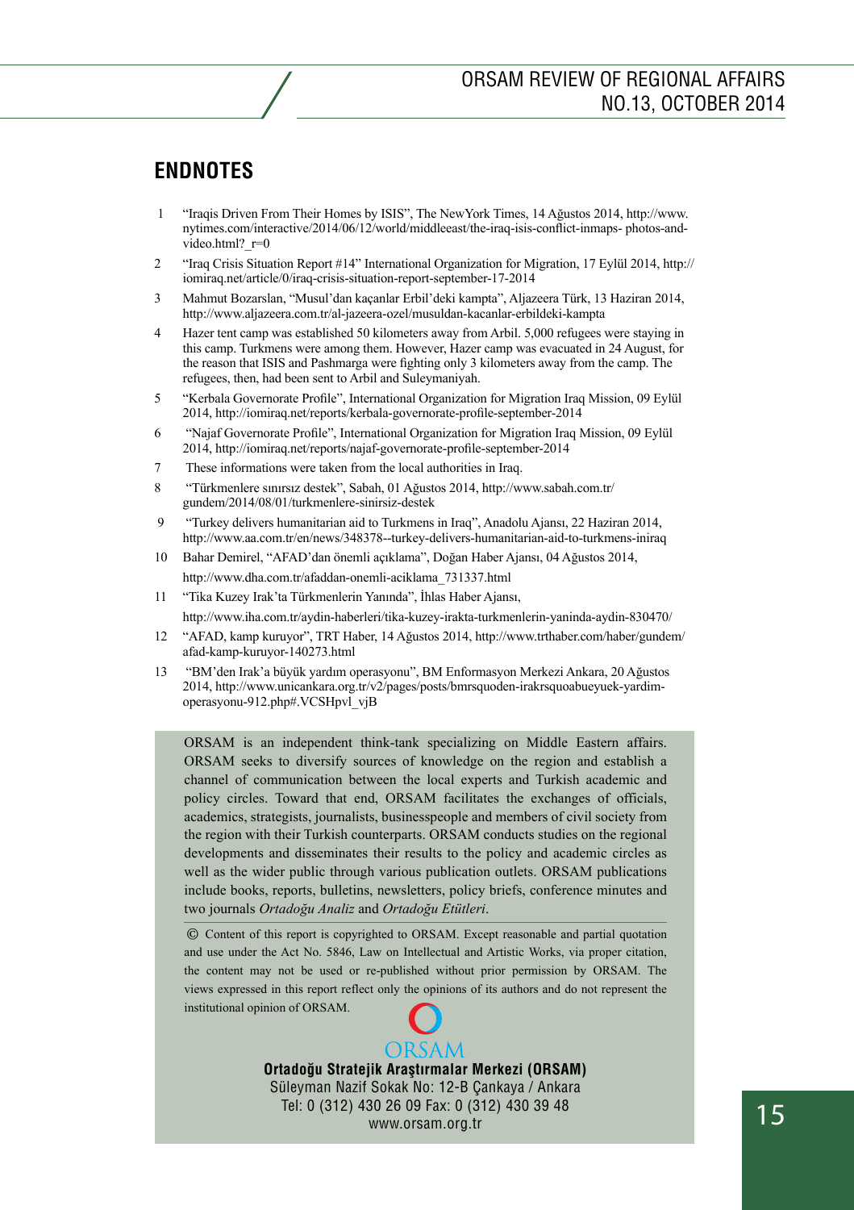## ENDNOTES

1. "Iraqis Driven From Their Homes by ISIS", The NewYork Times, 14 Ağustos 2014, http://www.nytimes.com/interactive/2014/06/12/world/middleeast/the-iraq-isis-conflict-inmaps- photos-and-video.html?_r=0
2. "Iraq Crisis Situation Report #14" International Organization for Migration, 17 Eylül 2014, http://iomiraq.net/article/0/iraq-crisis-situation-report-september-17-2014
3. Mahmut Bozarslan, "Musul'dan kaçanlar Erbil'deki kampta", Aljazeera Türk, 13 Haziran 2014, http://www.aljazeera.com.tr/al-jazeera-ozel/musuldan-kacanlar-erbildeki-kampta
4. Hazer tent camp was established 50 kilometers away from Arbil. 5,000 refugees were staying in this camp. Turkmens were among them. However, Hazer camp was evacuated in 24 August, for the reason that ISIS and Pashmarga were fighting only 3 kilometers away from the camp. The refugees, then, had been sent to Arbil and Suleymaniyah.
5. "Kerbala Governorate Profile", International Organization for Migration Iraq Mission, 09 Eylül 2014, http://iomiraq.net/reports/kerbala-governorate-profile-september-2014
6. "Najaf Governorate Profile", International Organization for Migration Iraq Mission, 09 Eylül 2014, http://iomiraq.net/reports/najaf-governorate-profile-september-2014
7. These informations were taken from the local authorities in Iraq.
8. "Türkmenlere sınırsız destek", Sabah, 01 Ağustos 2014, http://www.sabah.com.tr/gundem/2014/08/01/turkmenlere-sinirsiz-destek
9. "Turkey delivers humanitarian aid to Turkmens in Iraq", Anadolu Ajansı, 22 Haziran 2014, http://www.aa.com.tr/en/news/348378--turkey-delivers-humanitarian-aid-to-turkmens-iniraq
10. Bahar Demirel, "AFAD'dan önemli açıklama", Doğan Haber Ajansı, 04 Ağustos 2014, http://www.dha.com.tr/afaddan-onemli-aciklama_731337.html
11. "Tika Kuzey Irak'ta Türkmenlerin Yanında", İhlas Haber Ajansı, http://www.iha.com.tr/aydin-haberleri/tika-kuzey-irakta-turkmenlerin-yaninda-aydin-830470/
12. "AFAD, kamp kuruyor", TRT Haber, 14 Ağustos 2014, http://www.trthaber.com/haber/gundem/afad-kamp-kuruyor-140273.html
13. "BM'den Irak'a büyük yardım operasyonu", BM Enformasyon Merkezi Ankara, 20 Ağustos 2014, http://www.unicankara.org.tr/v2/pages/posts/bmrsquoden-irakrsquoabueyuek-yardim-operasyonu-912.php#.VCSHpvl_vjB

ORSAM is an independent think-tank specializing on Middle Eastern affairs. ORSAM seeks to diversify sources of knowledge on the region and establish a channel of communication between the local experts and Turkish academic and policy circles. Toward that end, ORSAM facilitates the exchanges of officials, academics, strategists, journalists, businesspeople and members of civil society from the region with their Turkish counterparts. ORSAM conducts studies on the regional developments and disseminates their results to the policy and academic circles as well as the wider public through various publication outlets. ORSAM publications include books, reports, bulletins, newsletters, policy briefs, conference minutes and two journals *Ortadoğu Analiz* and *Ortadoğu Etütleri*.

© Content of this report is copyrighted to ORSAM. Except reasonable and partial quotation and use under the Act No. 5846, Law on Intellectual and Artistic Works, via proper citation, the content may not be used or re-published without prior permission by ORSAM. The views expressed in this report reflect only the opinions of its authors and do not represent the institutional opinion of ORSAM.

ORSAM

**Ortadoğu Stratejik Araştırmalar Merkezi (ORSAM)**
Süleyman Nazif Sokak No: 12-B Çankaya / Ankara
Tel: 0 (312) 430 26 09 Fax: 0 (312) 430 39 48
www.orsam.org.tr